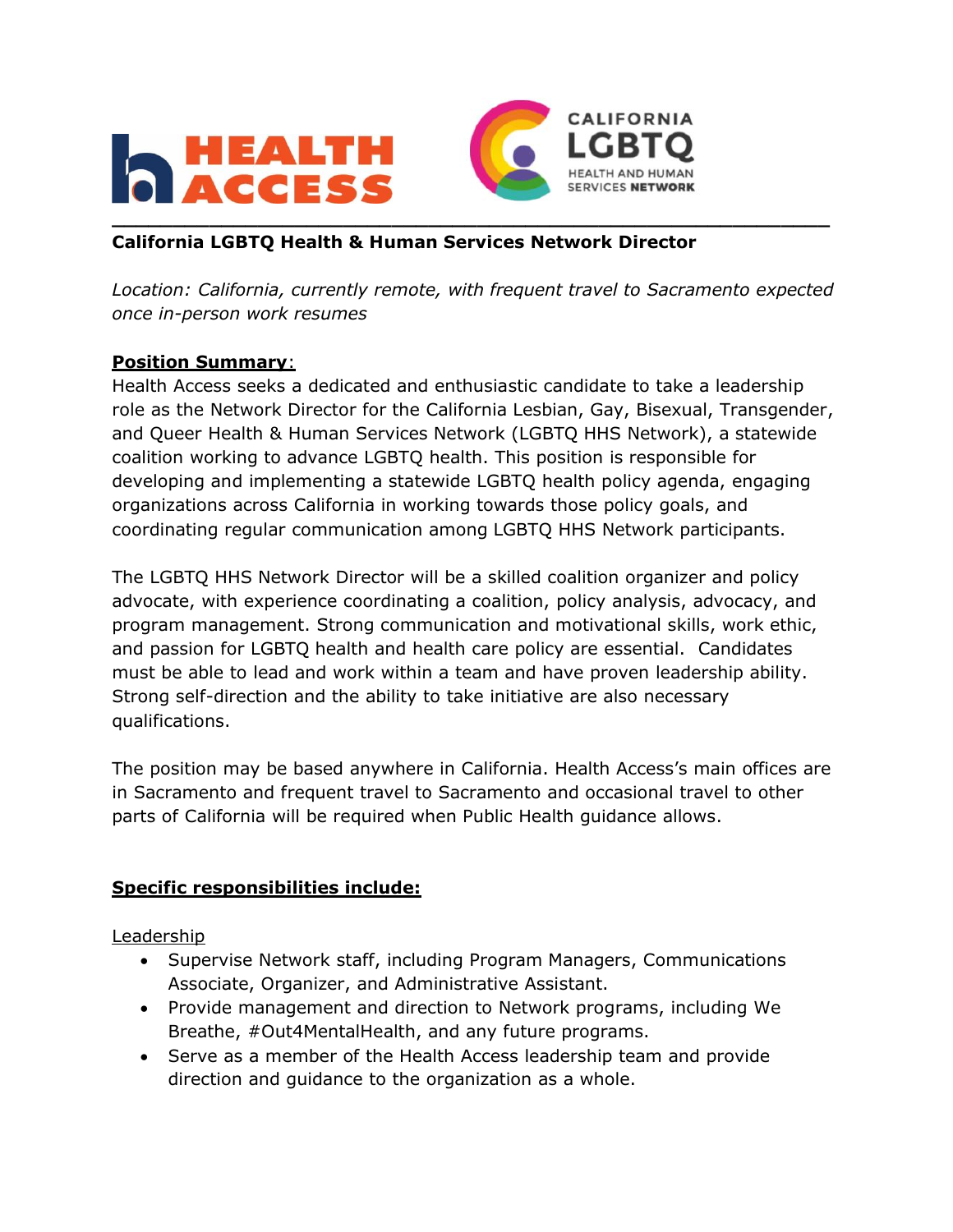**California LGBTQ Health & Human Services Network Director**

*Location: California, currently remote, with frequent travel to Sacramento expected once in-person work resumes*

**Position Summary**:

Health Access seeks a dedicated and enthusiastic candidate to take a leadership role as the Network Director for the California Lesbian, Gay, Bisexual, Transgender, and Queer Health & Human Services Network (LGBTQ HHS Network), a statewide coalition working to advance LGBTQ health. This position is responsible for developing and implementing a statewide LGBTQ health policy agenda, engaging organizations across California in working towards those policy goals, and coordinating regular communication among LGBTQ HHS Network participants.

The LGBTQ HHS Network Director will be a skilled coalition organizer and policy advocate, with experience coordinating a coalition, policy analysis, advocacy, and program management. Strong communication and motivational skills, work ethic, and passion for LGBTQ health and health care policy are essential. Candidates must be able to lead and work within a team and have proven leadership ability. Strong self-direction and the ability to take initiative are also necessary qualifications.

The position may be based anywhere in California. Health Access's main offices are in Sacramento and frequent travel to Sacramento and occasional travel to other parts of California will be required when Public Health guidance allows.

**Specific responsibilities include:**

Leadership

- Supervise Network staff, including Program Managers, Communications Associate, Organizer, and Administrative Assistant.
- Provide management and direction to Network programs, including We Breathe, #Out4MentalHealth, and any future programs.
- Serve as a member of the Health Access leadership team and provide direction and guidance to the organization as a whole.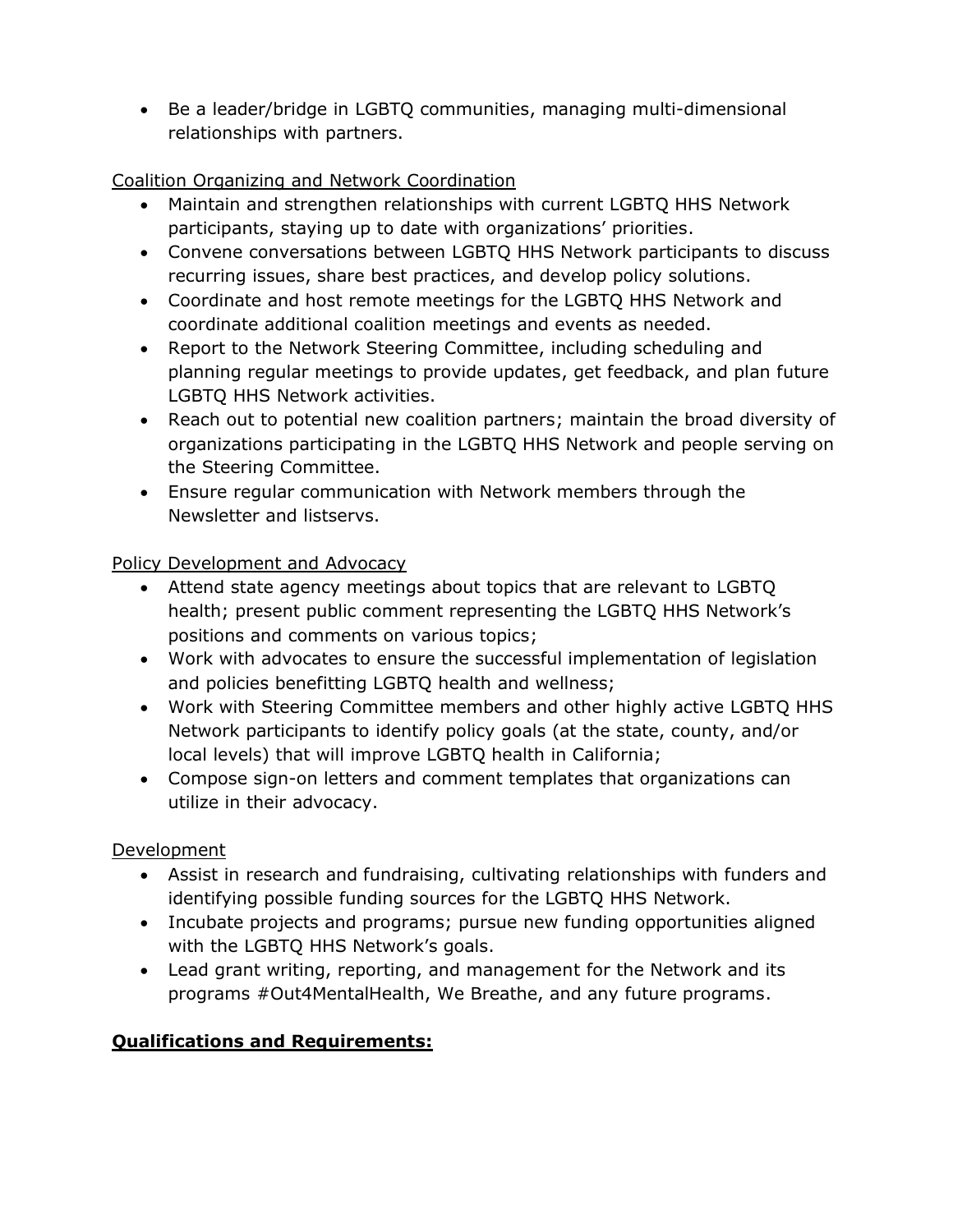- Be a leader/bridge in LGBTQ communities, managing multi-dimensional relationships with partners.

<u>Coalition Organizing and Network Coordination</u>

- Maintain and strengthen relationships with current LGBTQ HHS Network participants, staying up to date with organizations' priorities.
- Convene conversations between LGBTQ HHS Network participants to discuss recurring issues, share best practices, and develop policy solutions.
- Coordinate and host remote meetings for the LGBTQ HHS Network and coordinate additional coalition meetings and events as needed.
- Report to the Network Steering Committee, including scheduling and planning regular meetings to provide updates, get feedback, and plan future LGBTQ HHS Network activities.
- Reach out to potential new coalition partners; maintain the broad diversity of organizations participating in the LGBTQ HHS Network and people serving on the Steering Committee.
- Ensure regular communication with Network members through the Newsletter and listservs.

<u>Policy Development and Advocacy</u>

- Attend state agency meetings about topics that are relevant to LGBTQ health; present public comment representing the LGBTQ HHS Network's positions and comments on various topics;
- Work with advocates to ensure the successful implementation of legislation and policies benefitting LGBTQ health and wellness;
- Work with Steering Committee members and other highly active LGBTQ HHS Network participants to identify policy goals (at the state, county, and/or local levels) that will improve LGBTQ health in California;
- Compose sign-on letters and comment templates that organizations can utilize in their advocacy.

<u>Development</u>

- Assist in research and fundraising, cultivating relationships with funders and identifying possible funding sources for the LGBTQ HHS Network.
- Incubate projects and programs; pursue new funding opportunities aligned with the LGBTQ HHS Network's goals.
- Lead grant writing, reporting, and management for the Network and its programs #Out4MentalHealth, We Breathe, and any future programs.

**<u>Qualifications and Requirements:</u>**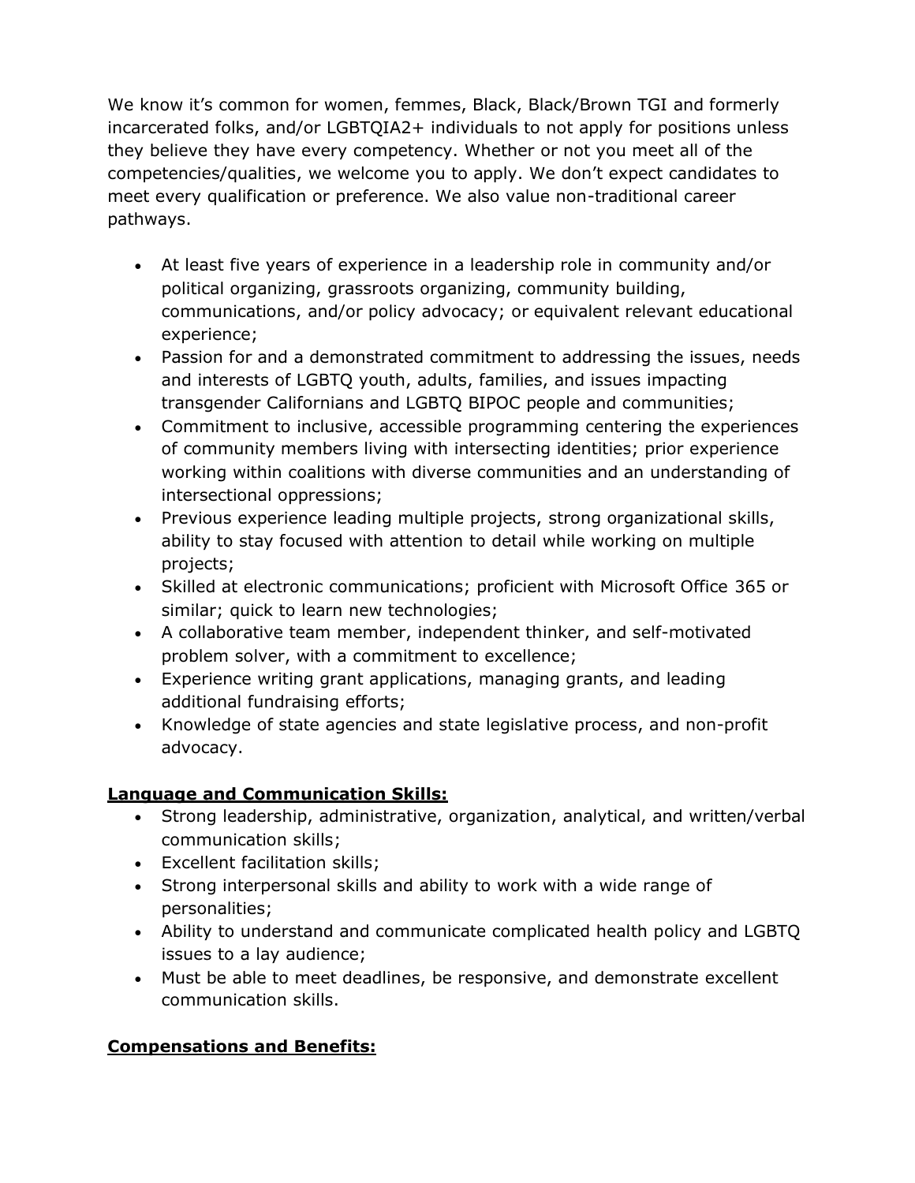We know it's common for women, femmes, Black, Black/Brown TGI and formerly incarcerated folks, and/or LGBTQIA2+ individuals to not apply for positions unless they believe they have every competency. Whether or not you meet all of the competencies/qualities, we welcome you to apply. We don't expect candidates to meet every qualification or preference. We also value non-traditional career pathways.

- At least five years of experience in a leadership role in community and/or political organizing, grassroots organizing, community building, communications, and/or policy advocacy; or equivalent relevant educational experience;
- Passion for and a demonstrated commitment to addressing the issues, needs and interests of LGBTQ youth, adults, families, and issues impacting transgender Californians and LGBTQ BIPOC people and communities;
- Commitment to inclusive, accessible programming centering the experiences of community members living with intersecting identities; prior experience working within coalitions with diverse communities and an understanding of intersectional oppressions;
- Previous experience leading multiple projects, strong organizational skills, ability to stay focused with attention to detail while working on multiple projects;
- Skilled at electronic communications; proficient with Microsoft Office 365 or similar; quick to learn new technologies;
- A collaborative team member, independent thinker, and self-motivated problem solver, with a commitment to excellence;
- Experience writing grant applications, managing grants, and leading additional fundraising efforts;
- Knowledge of state agencies and state legislative process, and non-profit advocacy.

**Language and Communication Skills:**

- Strong leadership, administrative, organization, analytical, and written/verbal communication skills;
- Excellent facilitation skills;
- Strong interpersonal skills and ability to work with a wide range of personalities;
- Ability to understand and communicate complicated health policy and LGBTQ issues to a lay audience;
- Must be able to meet deadlines, be responsive, and demonstrate excellent communication skills.

**Compensations and Benefits:**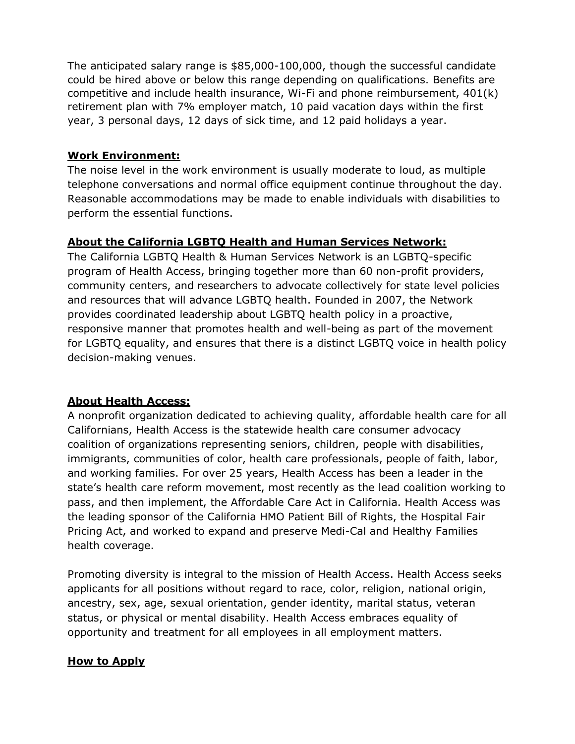The anticipated salary range is $85,000-100,000, though the successful candidate could be hired above or below this range depending on qualifications. Benefits are competitive and include health insurance, Wi-Fi and phone reimbursement, 401(k) retirement plan with 7% employer match, 10 paid vacation days within the first year, 3 personal days, 12 days of sick time, and 12 paid holidays a year.

## Work Environment:

The noise level in the work environment is usually moderate to loud, as multiple telephone conversations and normal office equipment continue throughout the day. Reasonable accommodations may be made to enable individuals with disabilities to perform the essential functions.

## About the California LGBTQ Health and Human Services Network:

The California LGBTQ Health & Human Services Network is an LGBTQ-specific program of Health Access, bringing together more than 60 non-profit providers, community centers, and researchers to advocate collectively for state level policies and resources that will advance LGBTQ health. Founded in 2007, the Network provides coordinated leadership about LGBTQ health policy in a proactive, responsive manner that promotes health and well-being as part of the movement for LGBTQ equality, and ensures that there is a distinct LGBTQ voice in health policy decision-making venues.

## About Health Access:

A nonprofit organization dedicated to achieving quality, affordable health care for all Californians, Health Access is the statewide health care consumer advocacy coalition of organizations representing seniors, children, people with disabilities, immigrants, communities of color, health care professionals, people of faith, labor, and working families. For over 25 years, Health Access has been a leader in the state's health care reform movement, most recently as the lead coalition working to pass, and then implement, the Affordable Care Act in California. Health Access was the leading sponsor of the California HMO Patient Bill of Rights, the Hospital Fair Pricing Act, and worked to expand and preserve Medi-Cal and Healthy Families health coverage.

Promoting diversity is integral to the mission of Health Access. Health Access seeks applicants for all positions without regard to race, color, religion, national origin, ancestry, sex, age, sexual orientation, gender identity, marital status, veteran status, or physical or mental disability. Health Access embraces equality of opportunity and treatment for all employees in all employment matters.

## How to Apply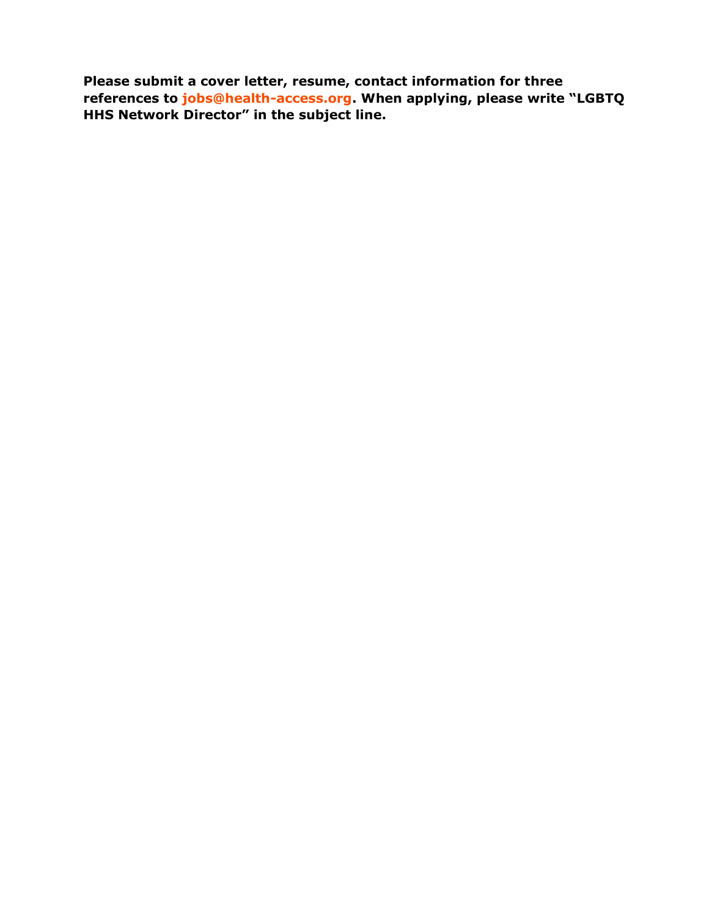**Please submit a cover letter, resume, contact information for three references to jobs@health-access.org. When applying, please write "LGBTQ HHS Network Director" in the subject line.**